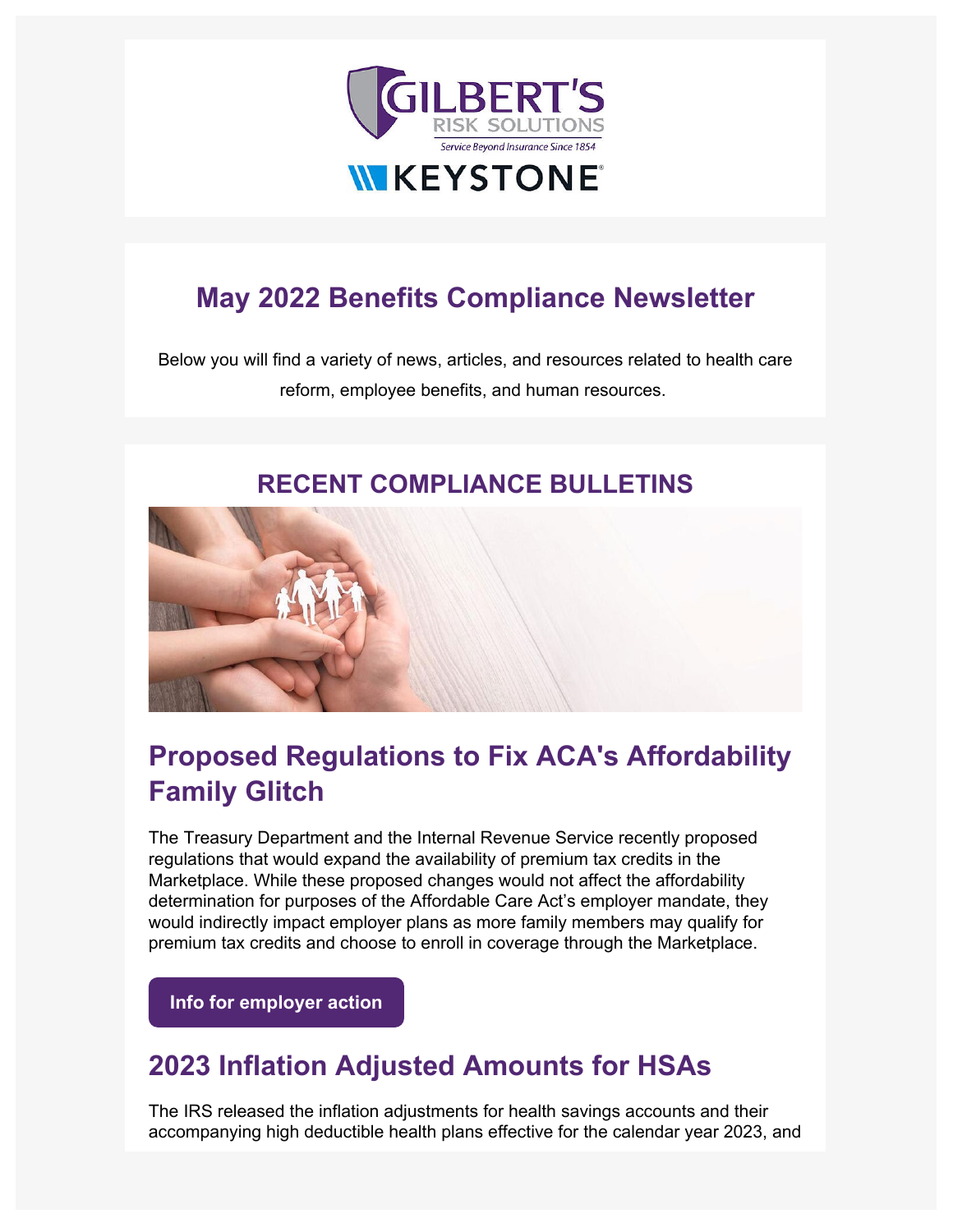GILBERT'S RISK SOLUTIONS

Service Beyond Insurance Since 1854

KEYSTONE

# May 2022 Benefits Compliance Newsletter

Below you will find a variety of news, articles, and resources related to health care reform, employee benefits, and human resources.

## RECENT COMPLIANCE BULLETINS

## Proposed Regulations to Fix ACA's Affordability Family Glitch

The Treasury Department and the Internal Revenue Service recently proposed regulations that would expand the availability of premium tax credits in the Marketplace. While these proposed changes would not affect the affordability determination for purposes of the Affordable Care Act's employer mandate, they would indirectly impact employer plans as more family members may qualify for premium tax credits and choose to enroll in coverage through the Marketplace.

**Info for employer action**

## 2023 Inflation Adjusted Amounts for HSAs

The IRS released the inflation adjustments for health savings accounts and their accompanying high deductible health plans effective for the calendar year 2023, and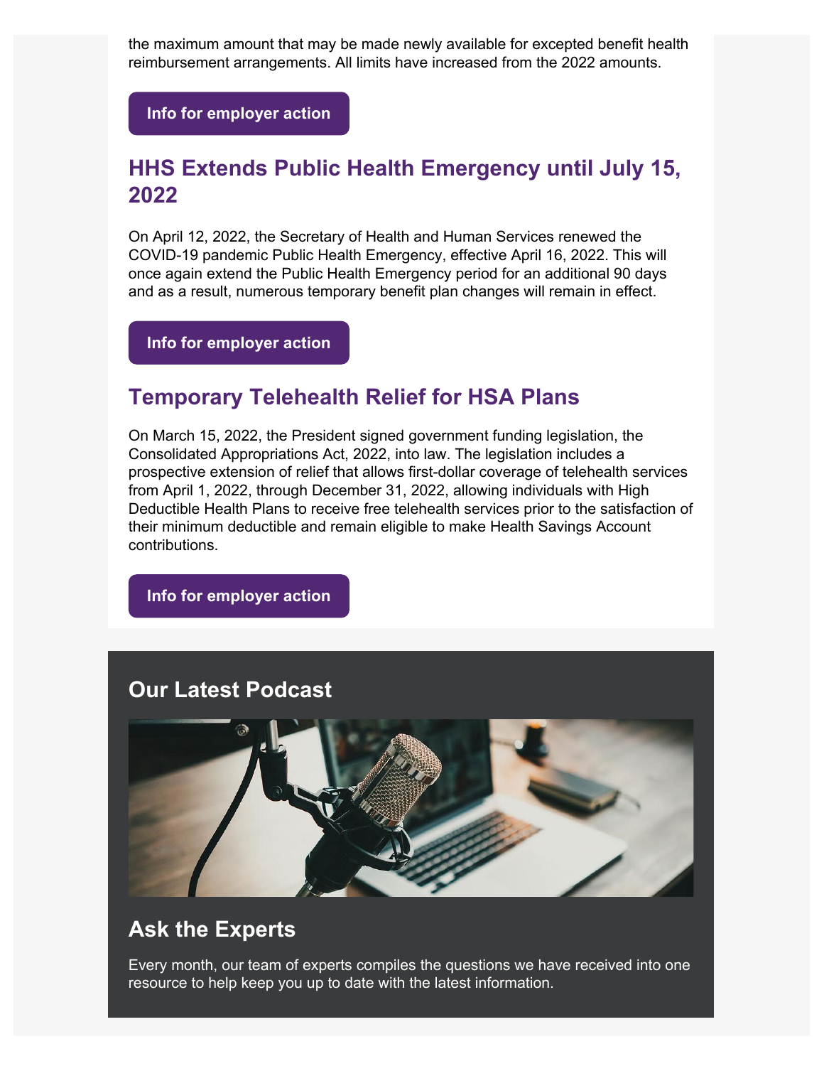the maximum amount that may be made newly available for excepted benefit health reimbursement arrangements. All limits have increased from the 2022 amounts.

**Info for employer action**

## HHS Extends Public Health Emergency until July 15, 2022

On April 12, 2022, the Secretary of Health and Human Services renewed the COVID-19 pandemic Public Health Emergency, effective April 16, 2022. This will once again extend the Public Health Emergency period for an additional 90 days and as a result, numerous temporary benefit plan changes will remain in effect.

**Info for employer action**

## Temporary Telehealth Relief for HSA Plans

On March 15, 2022, the President signed government funding legislation, the Consolidated Appropriations Act, 2022, into law. The legislation includes a prospective extension of relief that allows first-dollar coverage of telehealth services from April 1, 2022, through December 31, 2022, allowing individuals with High Deductible Health Plans to receive free telehealth services prior to the satisfaction of their minimum deductible and remain eligible to make Health Savings Account contributions.

**Info for employer action**

## Our Latest Podcast

## Ask the Experts

Every month, our team of experts compiles the questions we have received into one resource to help keep you up to date with the latest information.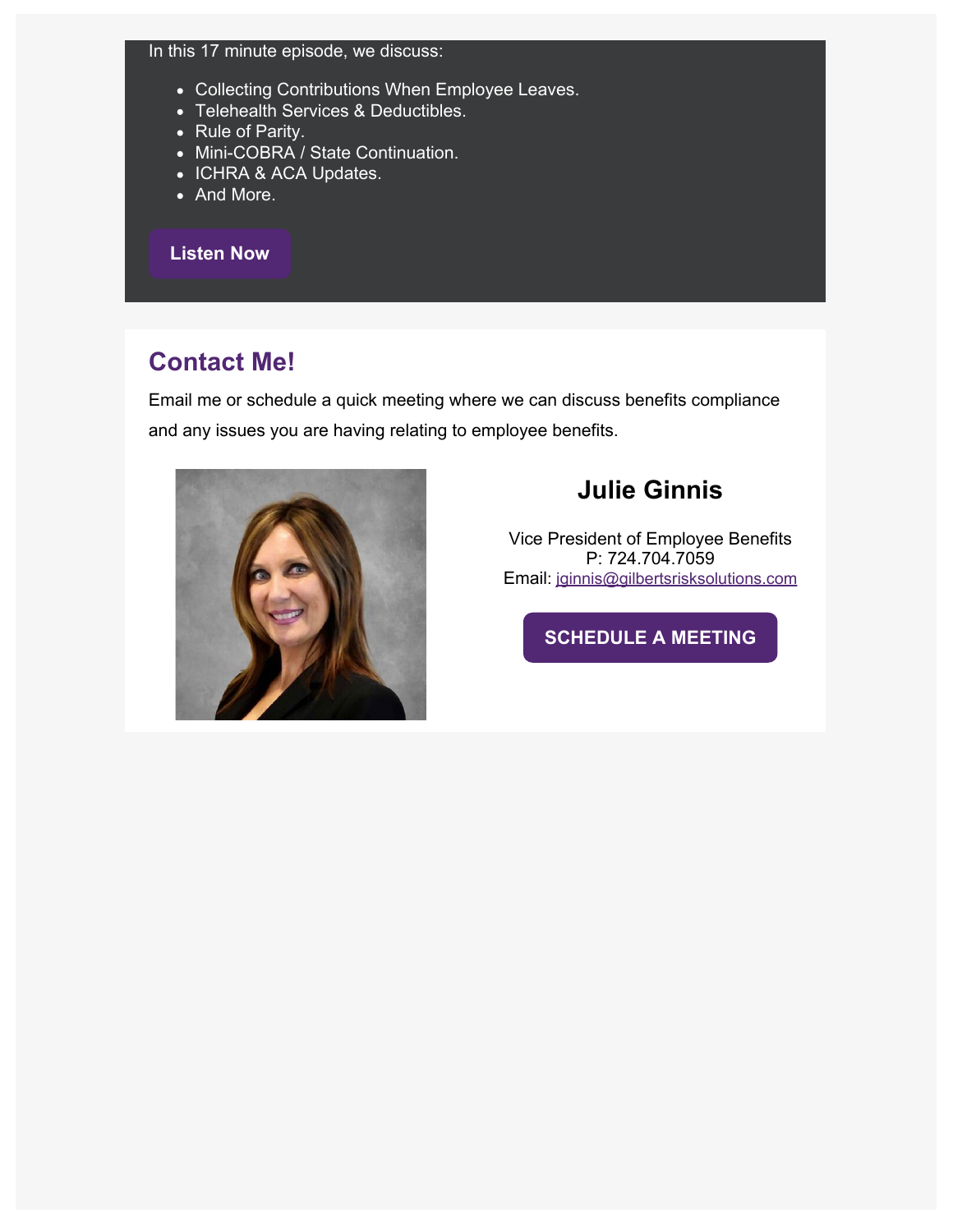In this 17 minute episode, we discuss:

- Collecting Contributions When Employee Leaves.
- Telehealth Services & Deductibles.
- Rule of Parity.
- Mini-COBRA / State Continuation.
- ICHRA & ACA Updates.
- And More.

**Listen Now**

## Contact Me!

Email me or schedule a quick meeting where we can discuss benefits compliance and any issues you are having relating to employee benefits.

### Julie Ginnis

Vice President of Employee Benefits
P: 724.704.7059
Email: jginnis@gilbertsrisksolutions.com

**SCHEDULE A MEETING**